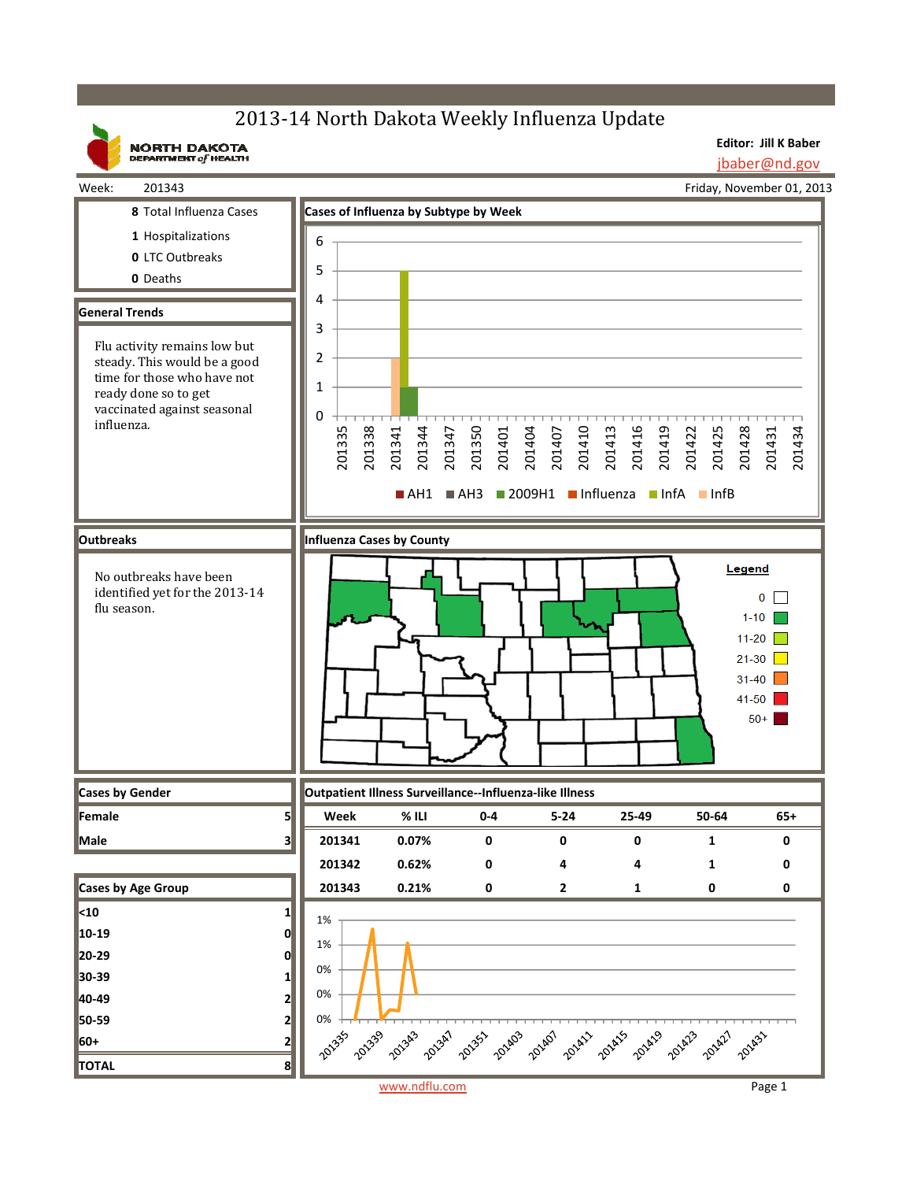# 2013-14 North Dakota Weekly Influenza Update

**NORTH DAKOTA DEPARTMENT of HEALTH**

**Editor: Jill K Baber**
jbaber@nd.gov

Week: 201343 — Friday, November 01, 2013

**8** Total Influenza Cases
**1** Hospitalizations
**0** LTC Outbreaks
**0** Deaths

## General Trends

Flu activity remains low but steady. This would be a good time for those who have not ready done so to get vaccinated against seasonal influenza.

## Cases of Influenza by Subtype by Week

Legend: AH1, AH3, 2009H1, Influenza, InfA, InfB

## Outbreaks

No outbreaks have been identified yet for the 2013-14 flu season.

## Influenza Cases by County

Legend: 0; 1-10; 11-20; 21-30; 31-40; 41-50; 50+

## Cases by Gender

| | |
|---|---|
| Female | 5 |
| Male | 3 |

## Cases by Age Group

| | |
|---|---|
| <10 | 1 |
| 10-19 | 0 |
| 20-29 | 0 |
| 30-39 | 1 |
| 40-49 | 2 |
| 50-59 | 2 |
| 60+ | 2 |
| TOTAL | 8 |

## Outpatient Illness Surveillance--Influenza-like Illness

| Week | % ILI | 0-4 | 5-24 | 25-49 | 50-64 | 65+ |
|---|---|---|---|---|---|---|
| 201341 | 0.07% | 0 | 0 | 0 | 1 | 0 |
| 201342 | 0.62% | 0 | 4 | 4 | 1 | 0 |
| 201343 | 0.21% | 0 | 2 | 1 | 0 | 0 |

www.ndflu.com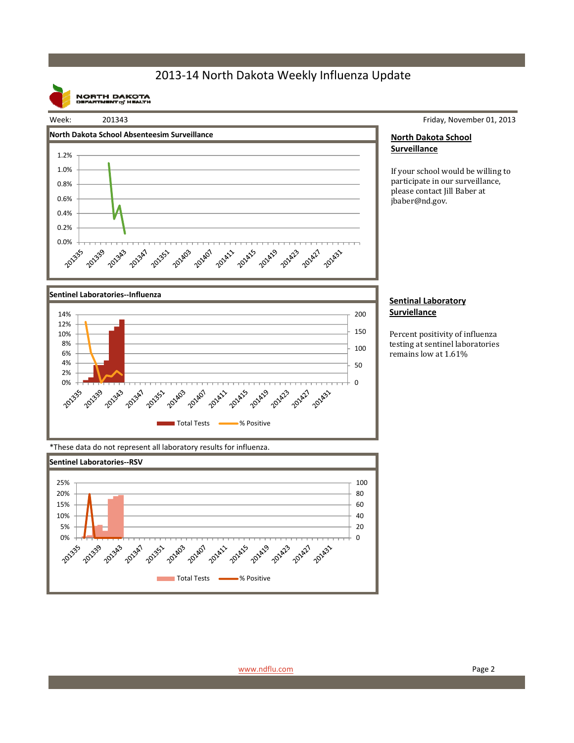# 2013-14 North Dakota Weekly Influenza Update

NORTH DAKOTA DEPARTMENT of HEALTH

Week: 201343

Friday, November 01, 2013

**North Dakota School Absenteesim Surveillance**

1.2%
1.0%
0.8%
0.6%
0.4%
0.2%
0.0%

201335 201339 201343 201347 201351 201403 201407 201411 201415 201419 201423 201427 201431

## North Dakota School Surveillance

If your school would be willing to participate in our surveillance, please contact Jill Baber at jbaber@nd.gov.

**Sentinel Laboratories--Influenza**

14%
12%
10%
8%
6%
4%
2%
0%

200
150
100
50
0

201335 201339 201343 201347 201351 201403 201407 201411 201415 201419 201423 201427 201431

Total Tests
% Positive

## Sentinal Laboratory Surviellance

Percent positivity of influenza testing at sentinel laboratories remains low at 1.61%

*These data do not represent all laboratory results for influenza.

**Sentinel Laboratories--RSV**

25%
20%
15%
10%
5%
0%

100
80
60
40
20
0

201335 201339 201343 201347 201351 201403 201407 201411 201415 201419 201423 201427 201431

Total Tests
% Positive

www.ndflu.com